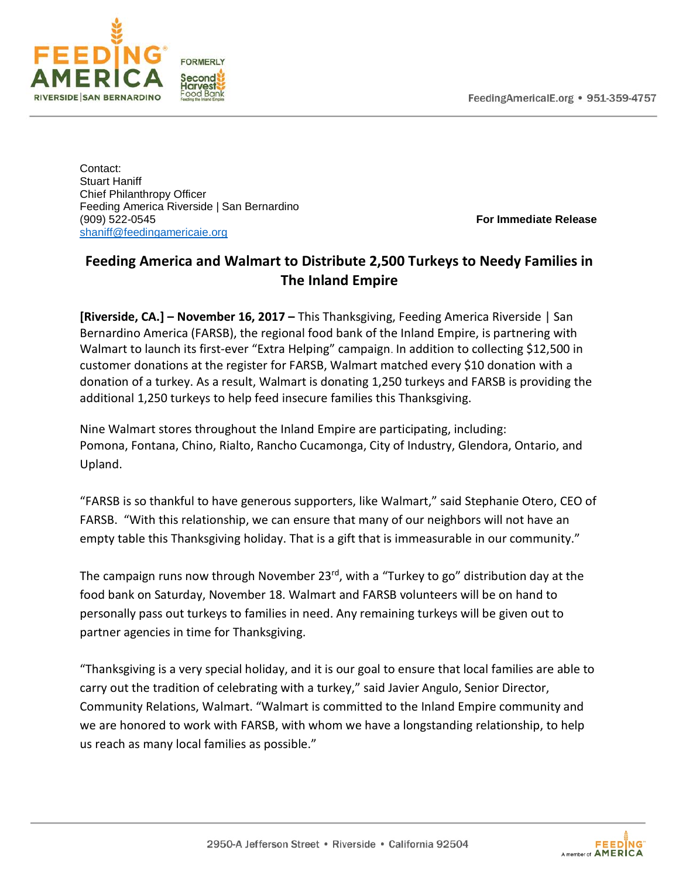Contact:
Stuart Haniff
Chief Philanthropy Officer
Feeding America Riverside | San Bernardino
(909) 522-0545
shaniff@feedingamericaie.org

**For Immediate Release**

## Feeding America and Walmart to Distribute 2,500 Turkeys to Needy Families in The Inland Empire

**[Riverside, CA.] – November 16, 2017 –** This Thanksgiving, Feeding America Riverside | San Bernardino America (FARSB), the regional food bank of the Inland Empire, is partnering with Walmart to launch its first-ever "Extra Helping" campaign. In addition to collecting $12,500 in customer donations at the register for FARSB, Walmart matched every $10 donation with a donation of a turkey. As a result, Walmart is donating 1,250 turkeys and FARSB is providing the additional 1,250 turkeys to help feed insecure families this Thanksgiving.

Nine Walmart stores throughout the Inland Empire are participating, including: Pomona, Fontana, Chino, Rialto, Rancho Cucamonga, City of Industry, Glendora, Ontario, and Upland.

"FARSB is so thankful to have generous supporters, like Walmart," said Stephanie Otero, CEO of FARSB. "With this relationship, we can ensure that many of our neighbors will not have an empty table this Thanksgiving holiday. That is a gift that is immeasurable in our community."

The campaign runs now through November 23rd, with a "Turkey to go" distribution day at the food bank on Saturday, November 18. Walmart and FARSB volunteers will be on hand to personally pass out turkeys to families in need. Any remaining turkeys will be given out to partner agencies in time for Thanksgiving.

"Thanksgiving is a very special holiday, and it is our goal to ensure that local families are able to carry out the tradition of celebrating with a turkey," said Javier Angulo, Senior Director, Community Relations, Walmart. "Walmart is committed to the Inland Empire community and we are honored to work with FARSB, with whom we have a longstanding relationship, to help us reach as many local families as possible."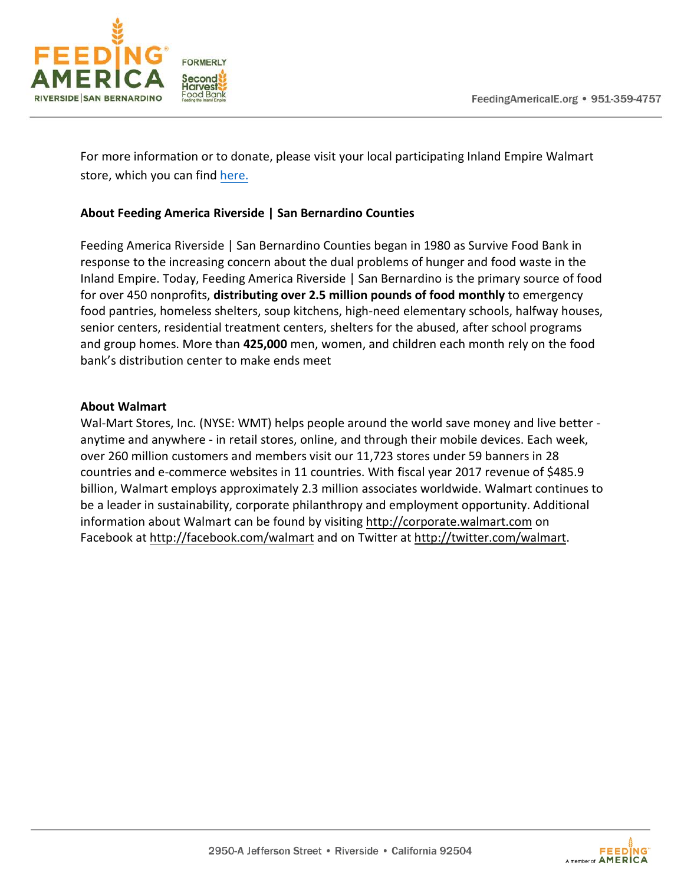For more information or to donate, please visit your local participating Inland Empire Walmart store, which you can find here.

**About Feeding America Riverside | San Bernardino Counties**

Feeding America Riverside | San Bernardino Counties began in 1980 as Survive Food Bank in response to the increasing concern about the dual problems of hunger and food waste in the Inland Empire. Today, Feeding America Riverside | San Bernardino is the primary source of food for over 450 nonprofits, **distributing over 2.5 million pounds of food monthly** to emergency food pantries, homeless shelters, soup kitchens, high-need elementary schools, halfway houses, senior centers, residential treatment centers, shelters for the abused, after school programs and group homes. More than **425,000** men, women, and children each month rely on the food bank's distribution center to make ends meet

**About Walmart**

Wal-Mart Stores, Inc. (NYSE: WMT) helps people around the world save money and live better - anytime and anywhere - in retail stores, online, and through their mobile devices. Each week, over 260 million customers and members visit our 11,723 stores under 59 banners in 28 countries and e-commerce websites in 11 countries. With fiscal year 2017 revenue of $485.9 billion, Walmart employs approximately 2.3 million associates worldwide. Walmart continues to be a leader in sustainability, corporate philanthropy and employment opportunity. Additional information about Walmart can be found by visiting http://corporate.walmart.com on Facebook at http://facebook.com/walmart and on Twitter at http://twitter.com/walmart.